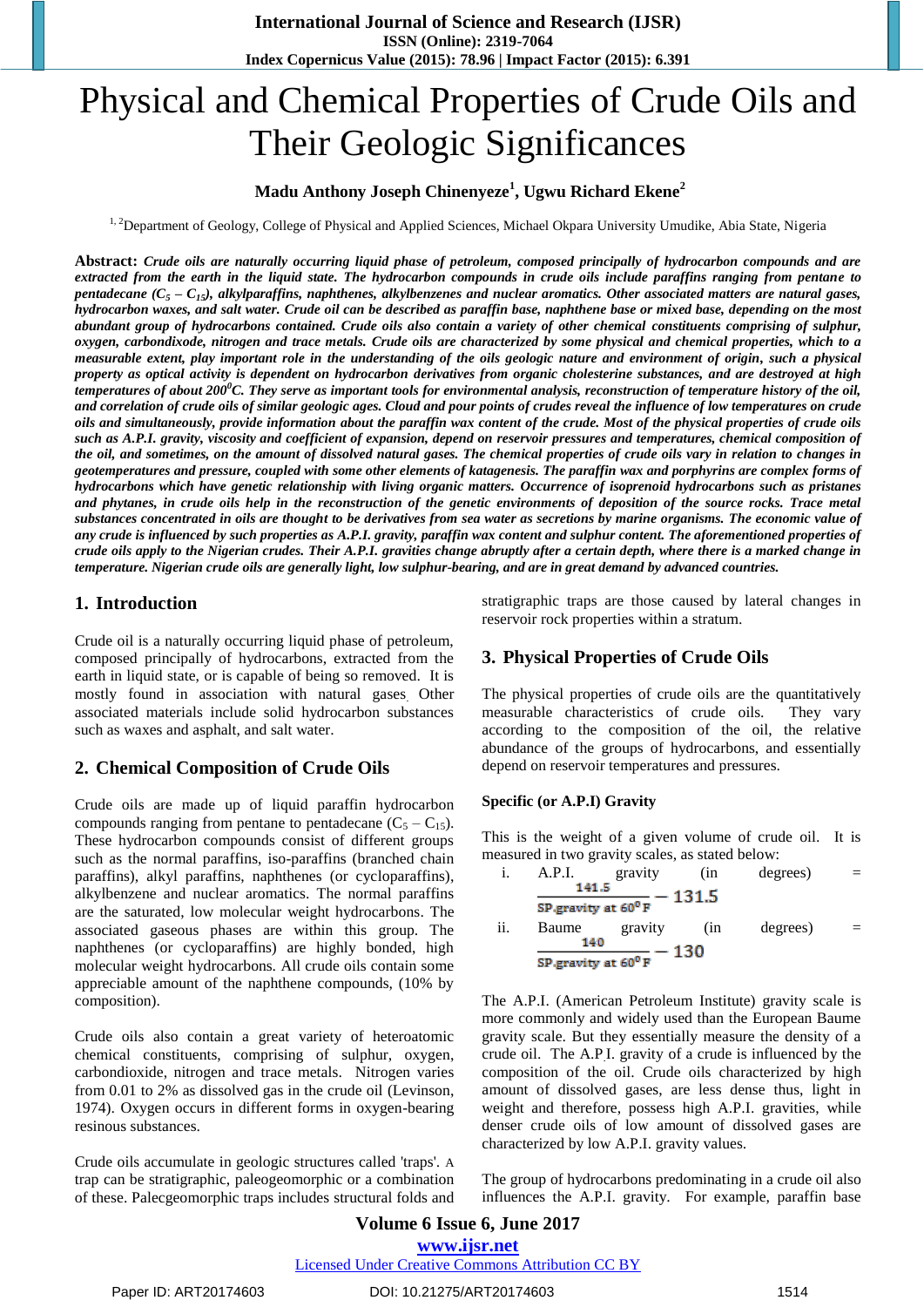# Physical and Chemical Properties of Crude Oils and Their Geologic Significances

**Madu Anthony Joseph Chinenyeze[1], Ugwu Richard Ekene[2]**

[1, 2]Department of Geology, College of Physical and Applied Sciences, Michael Okpara University Umudike, Abia State, Nigeria

**Abstract:** ***Crude oils are naturally occurring liquid phase of petroleum, composed principally of hydrocarbon compounds and are extracted from the earth in the liquid state. The hydrocarbon compounds in crude oils include paraffins ranging from pentane to pentadecane ($C_5 – C_{15}$), alkylparaffins, naphthenes, alkylbenzenes and nuclear aromatics. Other associated matters are natural gases, hydrocarbon waxes, and salt water. Crude oil can be described as paraffin base, naphthene base or mixed base, depending on the most abundant group of hydrocarbons contained. Crude oils also contain a variety of other chemical constituents comprising of sulphur, oxygen, carbondixode, nitrogen and trace metals. Crude oils are characterized by some physical and chemical properties, which to a measurable extent, play important role in the understanding of the oils geologic nature and environment of origin, such a physical property as optical activity is dependent on hydrocarbon derivatives from organic cholesterine substances, and are destroyed at high temperatures of about 200$^0$C. They serve as important tools for environmental analysis, reconstruction of temperature history of the oil, and correlation of crude oils of similar geologic ages. Cloud and pour points of crudes reveal the influence of low temperatures on crude oils and simultaneously, provide information about the paraffin wax content of the crude. Most of the physical properties of crude oils such as A.P.I. gravity, viscosity and coefficient of expansion, depend on reservoir pressures and temperatures, chemical composition of the oil, and sometimes, on the amount of dissolved natural gases. The chemical properties of crude oils vary in relation to changes in geotemperatures and pressure, coupled with some other elements of katagenesis. The paraffin wax and porphyrins are complex forms of hydrocarbons which have genetic relationship with living organic matters. Occurrence of isoprenoid hydrocarbons such as pristanes and phytanes, in crude oils help in the reconstruction of the genetic environments of deposition of the source rocks. Trace metal substances concentrated in oils are thought to be derivatives from sea water as secretions by marine organisms. The economic value of any crude is influenced by such properties as A.P.I. gravity, paraffin wax content and sulphur content. The aforementioned properties of crude oils apply to the Nigerian crudes. Their A.P.I. gravities change abruptly after a certain depth, where there is a marked change in temperature. Nigerian crude oils are generally light, low sulphur-bearing, and are in great demand by advanced countries.***

## 1. Introduction

Crude oil is a naturally occurring liquid phase of petroleum, composed principally of hydrocarbons, extracted from the earth in liquid state, or is capable of being so removed. It is mostly found in association with natural gases. Other associated materials include solid hydrocarbon substances such as waxes and asphalt, and salt water.

## 2. Chemical Composition of Crude Oils

Crude oils are made up of liquid paraffin hydrocarbon compounds ranging from pentane to pentadecane ($C_5 – C_{15}$). These hydrocarbon compounds consist of different groups such as the normal paraffins, iso-paraffins (branched chain paraffins), alkyl paraffins, naphthenes (or cycloparaffins), alkylbenzene and nuclear aromatics. The normal paraffins are the saturated, low molecular weight hydrocarbons. The associated gaseous phases are within this group. The naphthenes (or cycloparaffins) are highly bonded, high molecular weight hydrocarbons. All crude oils contain some appreciable amount of the naphthene compounds, (10% by composition).

Crude oils also contain a great variety of heteroatomic chemical constituents, comprising of sulphur, oxygen, carbondioxide, nitrogen and trace metals. Nitrogen varies from 0.01 to 2% as dissolved gas in the crude oil (Levinson, 1974). Oxygen occurs in different forms in oxygen-bearing resinous substances.

Crude oils accumulate in geologic structures called 'traps'. A trap can be stratigraphic, paleogeomorphic or a combination of these. Palecgeomorphic traps includes structural folds and stratigraphic traps are those caused by lateral changes in reservoir rock properties within a stratum.

## 3. Physical Properties of Crude Oils

The physical properties of crude oils are the quantitatively measurable characteristics of crude oils. They vary according to the composition of the oil, the relative abundance of the groups of hydrocarbons, and essentially depend on reservoir temperatures and pressures.

### Specific (or A.P.I) Gravity

This is the weight of a given volume of crude oil. It is measured in two gravity scales, as stated below:

i. A.P.I. gravity (in degrees) = $\frac{141.5}{\text{SP.gravity at } 60^0\text{F}} - 131.5$

ii. Baume gravity (in degrees) = $\frac{140}{\text{SP.gravity at } 60^0\text{F}} - 130$

The A.P.I. (American Petroleum Institute) gravity scale is more commonly and widely used than the European Baume gravity scale. But they essentially measure the density of a crude oil. The A.P.I. gravity of a crude is influenced by the composition of the oil. Crude oils characterized by high amount of dissolved gases, are less dense thus, light in weight and therefore, possess high A.P.I. gravities, while denser crude oils of low amount of dissolved gases are characterized by low A.P.I. gravity values.

The group of hydrocarbons predominating in a crude oil also influences the A.P.I. gravity. For example, paraffin base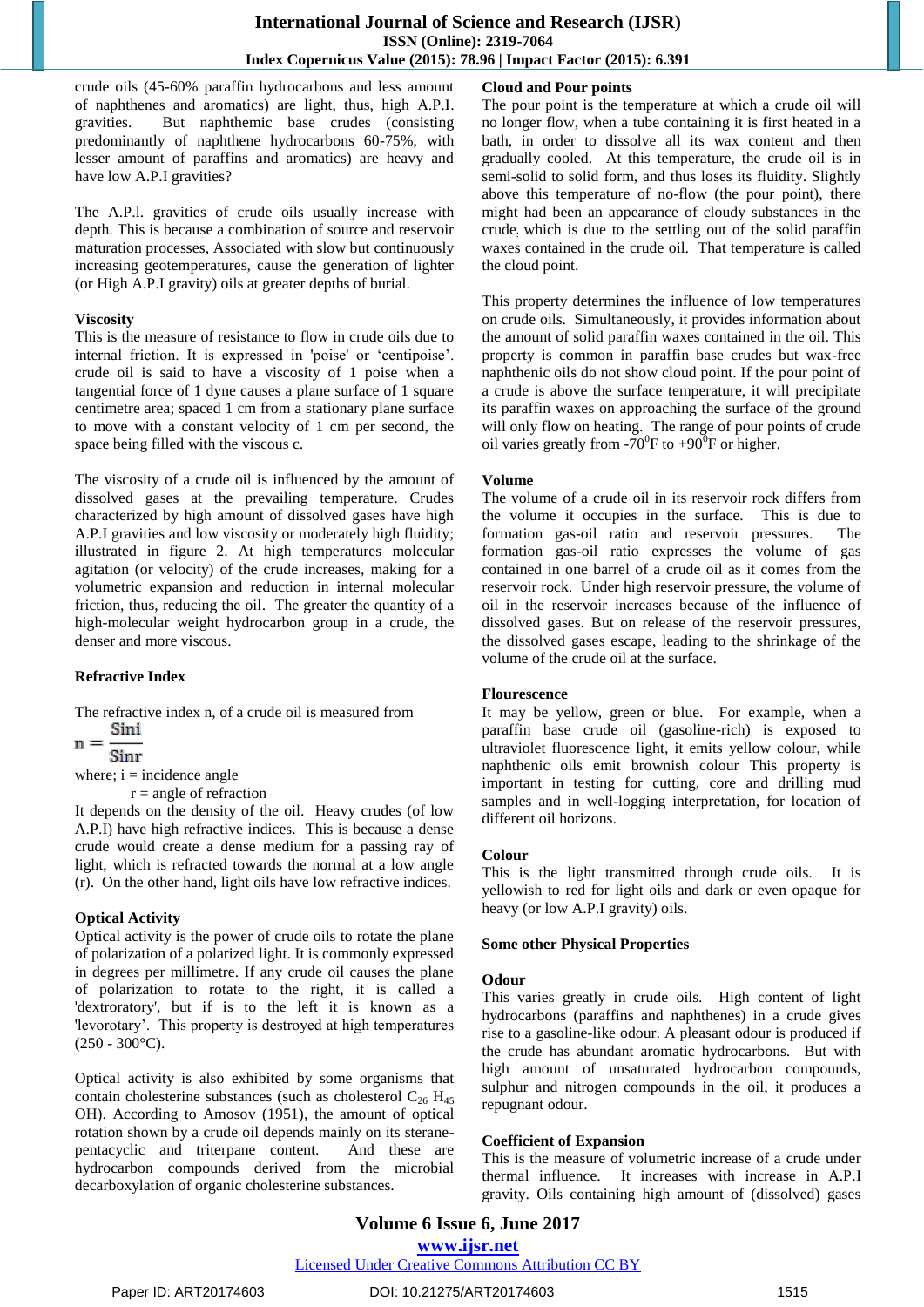crude oils (45-60% paraffin hydrocarbons and less amount of naphthenes and aromatics) are light, thus, high A.P.I. gravities. But naphthemic base crudes (consisting predominantly of naphthene hydrocarbons 60-75%, with lesser amount of paraffins and aromatics) are heavy and have low A.P.I gravities?

The A.P.l. gravities of crude oils usually increase with depth. This is because a combination of source and reservoir maturation processes, Associated with slow but continuously increasing geotemperatures, cause the generation of lighter (or High A.P.I gravity) oils at greater depths of burial.

### Viscosity

This is the measure of resistance to flow in crude oils due to internal friction. It is expressed in 'poise' or 'centipoise'. crude oil is said to have a viscosity of 1 poise when a tangential force of 1 dyne causes a plane surface of 1 square centimetre area; spaced 1 cm from a stationary plane surface to move with a constant velocity of 1 cm per second, the space being filled with the viscous c.

The viscosity of a crude oil is influenced by the amount of dissolved gases at the prevailing temperature. Crudes characterized by high amount of dissolved gases have high A.P.I gravities and low viscosity or moderately high fluidity; illustrated in figure 2. At high temperatures molecular agitation (or velocity) of the crude increases, making for a volumetric expansion and reduction in internal molecular friction, thus, reducing the oil. The greater the quantity of a high-molecular weight hydrocarbon group in a crude, the denser and more viscous.

### Refractive Index

The refractive index n, of a crude oil is measured from

$$n = \frac{\operatorname{Sin} i}{\operatorname{Sin} r}$$

where; i = incidence angle

r = angle of refraction

It depends on the density of the oil. Heavy crudes (of low A.P.I) have high refractive indices. This is because a dense crude would create a dense medium for a passing ray of light, which is refracted towards the normal at a low angle (r). On the other hand, light oils have low refractive indices.

### Optical Activity

Optical activity is the power of crude oils to rotate the plane of polarization of a polarized light. It is commonly expressed in degrees per millimetre. If any crude oil causes the plane of polarization to rotate to the right, it is called a 'dextrorotatory', but if is to the left it is known as a 'levorotary'. This property is destroyed at high temperatures (250 - 300°C).

Optical activity is also exhibited by some organisms that contain cholesterine substances (such as cholesterol $C_{26}H_{45}OH$). According to Amosov (1951), the amount of optical rotation shown by a crude oil depends mainly on its sterane-pentacyclic and triterpane content. And these are hydrocarbon compounds derived from the microbial decarboxylation of organic cholesterine substances.

### Cloud and Pour points

The pour point is the temperature at which a crude oil will no longer flow, when a tube containing it is first heated in a bath, in order to dissolve all its wax content and then gradually cooled. At this temperature, the crude oil is in semi-solid to solid form, and thus loses its fluidity. Slightly above this temperature of no-flow (the pour point), there might had been an appearance of cloudy substances in the crude, which is due to the settling out of the solid paraffin waxes contained in the crude oil. That temperature is called the cloud point.

This property determines the influence of low temperatures on crude oils. Simultaneously, it provides information about the amount of solid paraffin waxes contained in the oil. This property is common in paraffin base crudes but wax-free naphthenic oils do not show cloud point. If the pour point of a crude is above the surface temperature, it will precipitate its paraffin waxes on approaching the surface of the ground will only flow on heating. The range of pour points of crude oil varies greatly from -70$^0$F to +90$^0$F or higher.

### Volume

The volume of a crude oil in its reservoir rock differs from the volume it occupies in the surface. This is due to formation gas-oil ratio and reservoir pressures. The formation gas-oil ratio expresses the volume of gas contained in one barrel of a crude oil as it comes from the reservoir rock. Under high reservoir pressure, the volume of oil in the reservoir increases because of the influence of dissolved gases. But on release of the reservoir pressures, the dissolved gases escape, leading to the shrinkage of the volume of the crude oil at the surface.

### Flourescence

It may be yellow, green or blue. For example, when a paraffin base crude oil (gasoline-rich) is exposed to ultraviolet fluorescence light, it emits yellow colour, while naphthenic oils emit brownish colour This property is important in testing for cutting, core and drilling mud samples and in well-logging interpretation, for location of different oil horizons.

### Colour

This is the light transmitted through crude oils. It is yellowish to red for light oils and dark or even opaque for heavy (or low A.P.I gravity) oils.

### Some other Physical Properties

### Odour

This varies greatly in crude oils. High content of light hydrocarbons (paraffins and naphthenes) in a crude gives rise to a gasoline-like odour. A pleasant odour is produced if the crude has abundant aromatic hydrocarbons. But with high amount of unsaturated hydrocarbon compounds, sulphur and nitrogen compounds in the oil, it produces a repugnant odour.

### Coefficient of Expansion

This is the measure of volumetric increase of a crude under thermal influence. It increases with increase in A.P.I gravity. Oils containing high amount of (dissolved) gases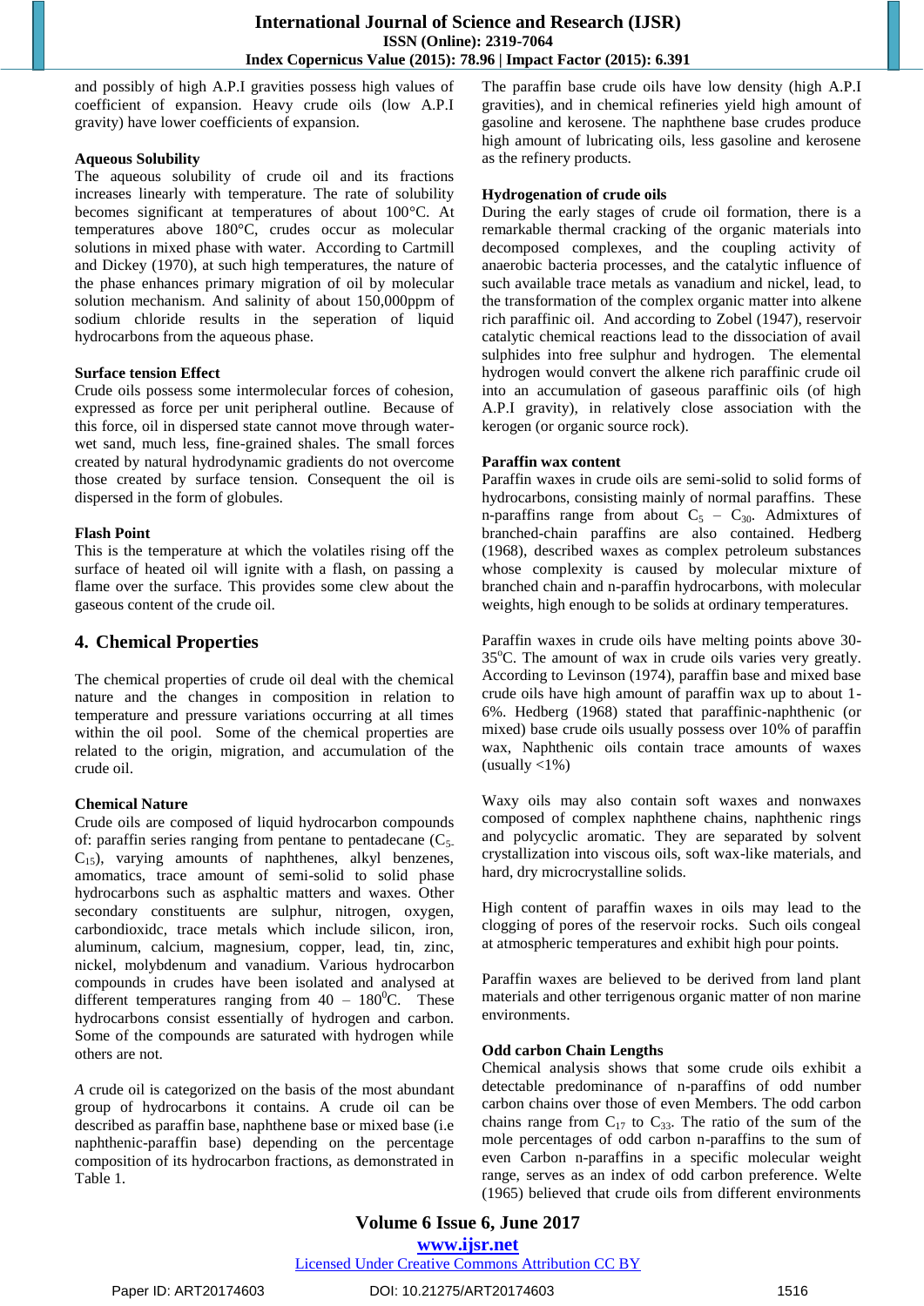and possibly of high A.P.I gravities possess high values of coefficient of expansion. Heavy crude oils (low A.P.I gravity) have lower coefficients of expansion.

**Aqueous Solubility**

The aqueous solubility of crude oil and its fractions increases linearly with temperature. The rate of solubility becomes significant at temperatures of about 100°C. At temperatures above 180°C, crudes occur as molecular solutions in mixed phase with water. According to Cartmill and Dickey (1970), at such high temperatures, the nature of the phase enhances primary migration of oil by molecular solution mechanism. And salinity of about 150,000ppm of sodium chloride results in the seperation of liquid hydrocarbons from the aqueous phase.

**Surface tension Effect**

Crude oils possess some intermolecular forces of cohesion, expressed as force per unit peripheral outline. Because of this force, oil in dispersed state cannot move through water-wet sand, much less, fine-grained shales. The small forces created by natural hydrodynamic gradients do not overcome those created by surface tension. Consequent the oil is dispersed in the form of globules.

**Flash Point**

This is the temperature at which the volatiles rising off the surface of heated oil will ignite with a flash, on passing a flame over the surface. This provides some clew about the gaseous content of the crude oil.

## 4. Chemical Properties

The chemical properties of crude oil deal with the chemical nature and the changes in composition in relation to temperature and pressure variations occurring at all times within the oil pool. Some of the chemical properties are related to the origin, migration, and accumulation of the crude oil.

**Chemical Nature**

Crude oils are composed of liquid hydrocarbon compounds of: paraffin series ranging from pentane to pentadecane ($C_5$-$C_{15}$), varying amounts of naphthenes, alkyl benzenes, amomatics, trace amount of semi-solid to solid phase hydrocarbons such as asphaltic matters and waxes. Other secondary constituents are sulphur, nitrogen, oxygen, carbondioxidc, trace metals which include silicon, iron, aluminum, calcium, magnesium, copper, lead, tin, zinc, nickel, molybdenum and vanadium. Various hydrocarbon compounds in crudes have been isolated and analysed at different temperatures ranging from 40 – 180$^0$C. These hydrocarbons consist essentially of hydrogen and carbon. Some of the compounds are saturated with hydrogen while others are not.

*A* crude oil is categorized on the basis of the most abundant group of hydrocarbons it contains. A crude oil can be described as paraffin base, naphthene base or mixed base (i.e naphthenic-paraffin base) depending on the percentage composition of its hydrocarbon fractions, as demonstrated in Table 1.

The paraffin base crude oils have low density (high A.P.I gravities), and in chemical refineries yield high amount of gasoline and kerosene. The naphthene base crudes produce high amount of lubricating oils, less gasoline and kerosene as the refinery products.

**Hydrogenation of crude oils**

During the early stages of crude oil formation, there is a remarkable thermal cracking of the organic materials into decomposed complexes, and the coupling activity of anaerobic bacteria processes, and the catalytic influence of such available trace metals as vanadium and nickel, lead, to the transformation of the complex organic matter into alkene rich paraffinic oil. And according to Zobel (1947), reservoir catalytic chemical reactions lead to the dissociation of avail sulphides into free sulphur and hydrogen. The elemental hydrogen would convert the alkene rich paraffinic crude oil into an accumulation of gaseous paraffinic oils (of high A.P.I gravity), in relatively close association with the kerogen (or organic source rock).

**Paraffin wax content**

Paraffin waxes in crude oils are semi-solid to solid forms of hydrocarbons, consisting mainly of normal paraffins. These n-paraffins range from about $C_5$ – $C_{30}$. Admixtures of branched-chain paraffins are also contained. Hedberg (1968), described waxes as complex petroleum substances whose complexity is caused by molecular mixture of branched chain and n-paraffin hydrocarbons, with molecular weights, high enough to be solids at ordinary temperatures.

Paraffin waxes in crude oils have melting points above 30-35$^o$C. The amount of wax in crude oils varies very greatly. According to Levinson (1974), paraffin base and mixed base crude oils have high amount of paraffin wax up to about 1-6%. Hedberg (1968) stated that paraffinic-naphthenic (or mixed) base crude oils usually possess over 10% of paraffin wax, Naphthenic oils contain trace amounts of waxes (usually <1%)

Waxy oils may also contain soft waxes and nonwaxes composed of complex naphthene chains, naphthenic rings and polycyclic aromatic. They are separated by solvent crystallization into viscous oils, soft wax-like materials, and hard, dry microcrystalline solids.

High content of paraffin waxes in oils may lead to the clogging of pores of the reservoir rocks. Such oils congeal at atmospheric temperatures and exhibit high pour points.

Paraffin waxes are believed to be derived from land plant materials and other terrigenous organic matter of non marine environments.

**Odd carbon Chain Lengths**

Chemical analysis shows that some crude oils exhibit a detectable predominance of n-paraffins of odd number carbon chains over those of even Members. The odd carbon chains range from $C_{17}$ to $C_{33}$. The ratio of the sum of the mole percentages of odd carbon n-paraffins to the sum of even Carbon n-paraffins in a specific molecular weight range, serves as an index of odd carbon preference. Welte (1965) believed that crude oils from different environments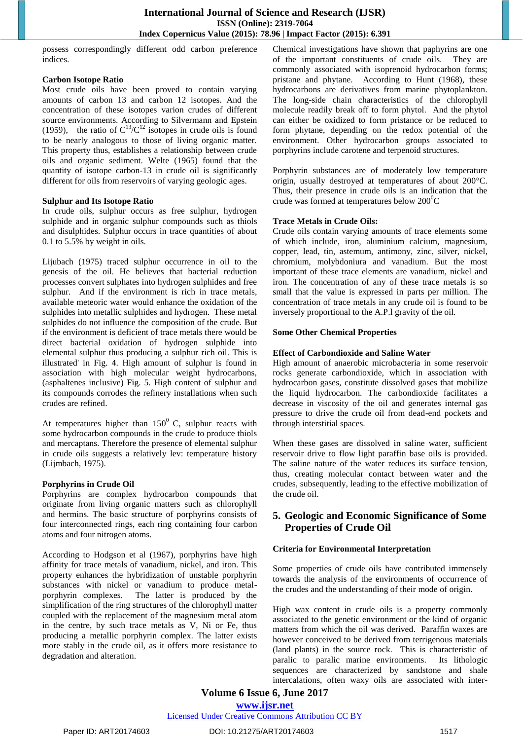possess correspondingly different odd carbon preference indices.

### Carbon Isotope Ratio

Most crude oils have been proved to contain varying amounts of carbon 13 and carbon 12 isotopes. And the concentration of these isotopes varion crudes of different source environments. According to Silvermann and Epstein (1959), the ratio of $C^{13}/C^{12}$ isotopes in crude oils is found to be nearly analogous to those of living organic matter. This property thus, establishes a relationship between crude oils and organic sediment. Welte (1965) found that the quantity of isotope carbon-13 in crude oil is significantly different for oils from reservoirs of varying geologic ages.

### Sulphur and Its Isotope Ratio

In crude oils, sulphur occurs as free sulphur, hydrogen sulphide and in organic sulphur compounds such as thiols and disulphides. Sulphur occurs in trace quantities of about 0.1 to 5.5% by weight in oils.

Lijubach (1975) traced sulphur occurrence in oil to the genesis of the oil. He believes that bacterial reduction processes convert sulphates into hydrogen sulphides and free sulphur. And if the environment is rich in trace metals, available meteoric water would enhance the oxidation of the sulphides into metallic sulphides and hydrogen. These metal sulphides do not influence the composition of the crude. But if the environment is deficient of trace metals there would be direct bacterial oxidation of hydrogen sulphide into elemental sulphur thus producing a sulphur rich oil. This is illustrated' in Fig. 4. High amount of sulphur is found in association with high molecular weight hydrocarbons, (asphaltenes inclusive) Fig. 5. High content of sulphur and its compounds corrodes the refinery installations when such crudes are refined.

At temperatures higher than $150^0$ C, sulphur reacts with some hydrocarbon compounds in the crude to produce thiols and mercaptans. Therefore the presence of elemental sulphur in crude oils suggests a relatively lev: temperature history (Lijmbach, 1975).

### Porphyrins in Crude Oil

Porphyrins are complex hydrocarbon compounds that originate from living organic matters such as chlorophyll and hermins. The basic structure of porphyrins consists of four interconnected rings, each ring containing four carbon atoms and four nitrogen atoms.

According to Hodgson et al (1967), porphyrins have high affinity for trace metals of vanadium, nickel, and iron. This property enhances the hybridization of unstable porphyrin substances with nickel or vanadium to produce metal-porphyrin complexes. The latter is produced by the simplification of the ring structures of the chlorophyll matter coupled with the replacement of the magnesium metal atom in the centre, by such trace metals as V, Ni or Fe, thus producing a metallic porphyrin complex. The latter exists more stably in the crude oil, as it offers more resistance to degradation and alteration.

Chemical investigations have shown that paphyrins are one of the important constituents of crude oils. They are commonly associated with isoprenoid hydrocarbon forms; pristane and phytane. According to Hunt (1968), these hydrocarbons are derivatives from marine phytoplankton. The long-side chain characteristics of the chlorophyll molecule readily break off to form phytol. And the phytol can either be oxidized to form pristance or be reduced to form phytane, depending on the redox potential of the environment. Other hydrocarbon groups associated to porphyrins include carotene and terpenoid structures.

Porphyrin substances are of moderately low temperature origin, usually destroyed at temperatures of about 200°C. Thus, their presence in crude oils is an indication that the crude was formed at temperatures below $200^0$C

### Trace Metals in Crude Oils:

Crude oils contain varying amounts of trace elements some of which include, iron, aluminium calcium, magnesium, copper, lead, tin, astemum, antimony, zinc, silver, nickel, chromium, molybdoniura and vanadium. But the most important of these trace elements are vanadium, nickel and iron. The concentration of any of these trace metals is so small that the value is expressed in parts per million. The concentration of trace metals in any crude oil is found to be inversely proportional to the A.P.l gravity of the oil.

### Some Other Chemical Properties

### Effect of Carbondioxide and Saline Water

High amount of anaerobic microbacteria in some reservoir rocks generate carbondioxide, which in association with hydrocarbon gases, constitute dissolved gases that mobilize the liquid hydrocarbon. The carbondioxide facilitates a decrease in viscosity of the oil and generates internal gas pressure to drive the crude oil from dead-end pockets and through interstitial spaces.

When these gases are dissolved in saline water, sufficient reservoir drive to flow light paraffin base oils is provided. The saline nature of the water reduces its surface tension, thus, creating molecular contact between water and the crudes, subsequently, leading to the effective mobilization of the crude oil.

## 5. Geologic and Economic Significance of Some Properties of Crude Oil

### Criteria for Environmental Interpretation

Some properties of crude oils have contributed immensely towards the analysis of the environments of occurrence of the crudes and the understanding of their mode of origin.

High wax content in crude oils is a property commonly associated to the genetic environment or the kind of organic matters from which the oil was derived. Paraffin waxes are however conceived to be derived from terrigenous materials (land plants) in the source rock. This is characteristic of paralic to paralic marine environments. Its lithologic sequences are characterized by sandstone and shale intercalations, often waxy oils are associated with inter-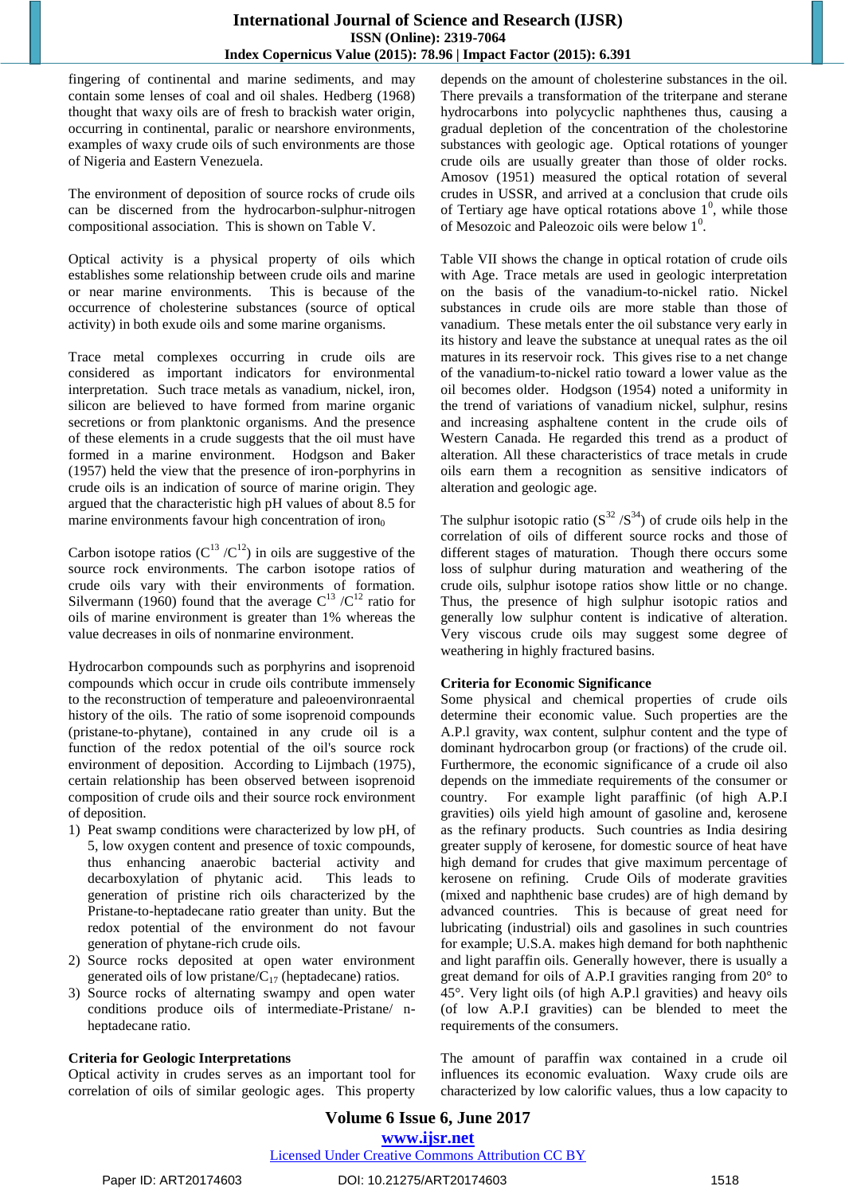fingering of continental and marine sediments, and may contain some lenses of coal and oil shales. Hedberg (1968) thought that waxy oils are of fresh to brackish water origin, occurring in continental, paralic or nearshore environments, examples of waxy crude oils of such environments are those of Nigeria and Eastern Venezuela.

The environment of deposition of source rocks of crude oils can be discerned from the hydrocarbon-sulphur-nitrogen compositional association. This is shown on Table V.

Optical activity is a physical property of oils which establishes some relationship between crude oils and marine or near marine environments. This is because of the occurrence of cholesterine substances (source of optical activity) in both exude oils and some marine organisms.

Trace metal complexes occurring in crude oils are considered as important indicators for environmental interpretation. Such trace metals as vanadium, nickel, iron, silicon are believed to have formed from marine organic secretions or from planktonic organisms. And the presence of these elements in a crude suggests that the oil must have formed in a marine environment. Hodgson and Baker (1957) held the view that the presence of iron-porphyrins in crude oils is an indication of source of marine origin. They argued that the characteristic high pH values of about 8.5 for marine environments favour high concentration of $iron_0$

Carbon isotope ratios ($C^{13}/C^{12}$) in oils are suggestive of the source rock environments. The carbon isotope ratios of crude oils vary with their environments of formation. Silvermann (1960) found that the average $C^{13}/C^{12}$ ratio for oils of marine environment is greater than 1% whereas the value decreases in oils of nonmarine environment.

Hydrocarbon compounds such as porphyrins and isoprenoid compounds which occur in crude oils contribute immensely to the reconstruction of temperature and paleoenvironraental history of the oils. The ratio of some isoprenoid compounds (pristane-to-phytane), contained in any crude oil is a function of the redox potential of the oil's source rock environment of deposition. According to Lijmbach (1975), certain relationship has been observed between isoprenoid composition of crude oils and their source rock environment of deposition.

1) Peat swamp conditions were characterized by low pH, of 5, low oxygen content and presence of toxic compounds, thus enhancing anaerobic bacterial activity and decarboxylation of phytanic acid. This leads to generation of pristine rich oils characterized by the Pristane-to-heptadecane ratio greater than unity. But the redox potential of the environment do not favour generation of phytane-rich crude oils.
2) Source rocks deposited at open water environment generated oils of low pristane/$C_{17}$ (heptadecane) ratios.
3) Source rocks of alternating swampy and open water conditions produce oils of intermediate-Pristane/ n-heptadecane ratio.

**Criteria for Geologic Interpretations**

Optical activity in crudes serves as an important tool for correlation of oils of similar geologic ages. This property depends on the amount of cholesterine substances in the oil. There prevails a transformation of the triterpane and sterane hydrocarbons into polycyclic naphthenes thus, causing a gradual depletion of the concentration of the cholestorine substances with geologic age. Optical rotations of younger crude oils are usually greater than those of older rocks. Amosov (1951) measured the optical rotation of several crudes in USSR, and arrived at a conclusion that crude oils of Tertiary age have optical rotations above $1^0$, while those of Mesozoic and Paleozoic oils were below $1^0$.

Table VII shows the change in optical rotation of crude oils with Age. Trace metals are used in geologic interpretation on the basis of the vanadium-to-nickel ratio. Nickel substances in crude oils are more stable than those of vanadium. These metals enter the oil substance very early in its history and leave the substance at unequal rates as the oil matures in its reservoir rock. This gives rise to a net change of the vanadium-to-nickel ratio toward a lower value as the oil becomes older. Hodgson (1954) noted a uniformity in the trend of variations of vanadium nickel, sulphur, resins and increasing asphaltene content in the crude oils of Western Canada. He regarded this trend as a product of alteration. All these characteristics of trace metals in crude oils earn them a recognition as sensitive indicators of alteration and geologic age.

The sulphur isotopic ratio ($S^{32}/S^{34}$) of crude oils help in the correlation of oils of different source rocks and those of different stages of maturation. Though there occurs some loss of sulphur during maturation and weathering of the crude oils, sulphur isotope ratios show little or no change. Thus, the presence of high sulphur isotopic ratios and generally low sulphur content is indicative of alteration. Very viscous crude oils may suggest some degree of weathering in highly fractured basins.

**Criteria for Economic Significance**

Some physical and chemical properties of crude oils determine their economic value. Such properties are the A.P.l gravity, wax content, sulphur content and the type of dominant hydrocarbon group (or fractions) of the crude oil. Furthermore, the economic significance of a crude oil also depends on the immediate requirements of the consumer or country. For example light paraffinic (of high A.P.I gravities) oils yield high amount of gasoline and, kerosene as the refinary products. Such countries as India desiring greater supply of kerosene, for domestic source of heat have high demand for crudes that give maximum percentage of kerosene on refining. Crude Oils of moderate gravities (mixed and naphthenic base crudes) are of high demand by advanced countries. This is because of great need for lubricating (industrial) oils and gasolines in such countries for example; U.S.A. makes high demand for both naphthenic and light paraffin oils. Generally however, there is usually a great demand for oils of A.P.I gravities ranging from 20° to 45°. Very light oils (of high A.P.l gravities) and heavy oils (of low A.P.I gravities) can be blended to meet the requirements of the consumers.

The amount of paraffin wax contained in a crude oil influences its economic evaluation. Waxy crude oils are characterized by low calorific values, thus a low capacity to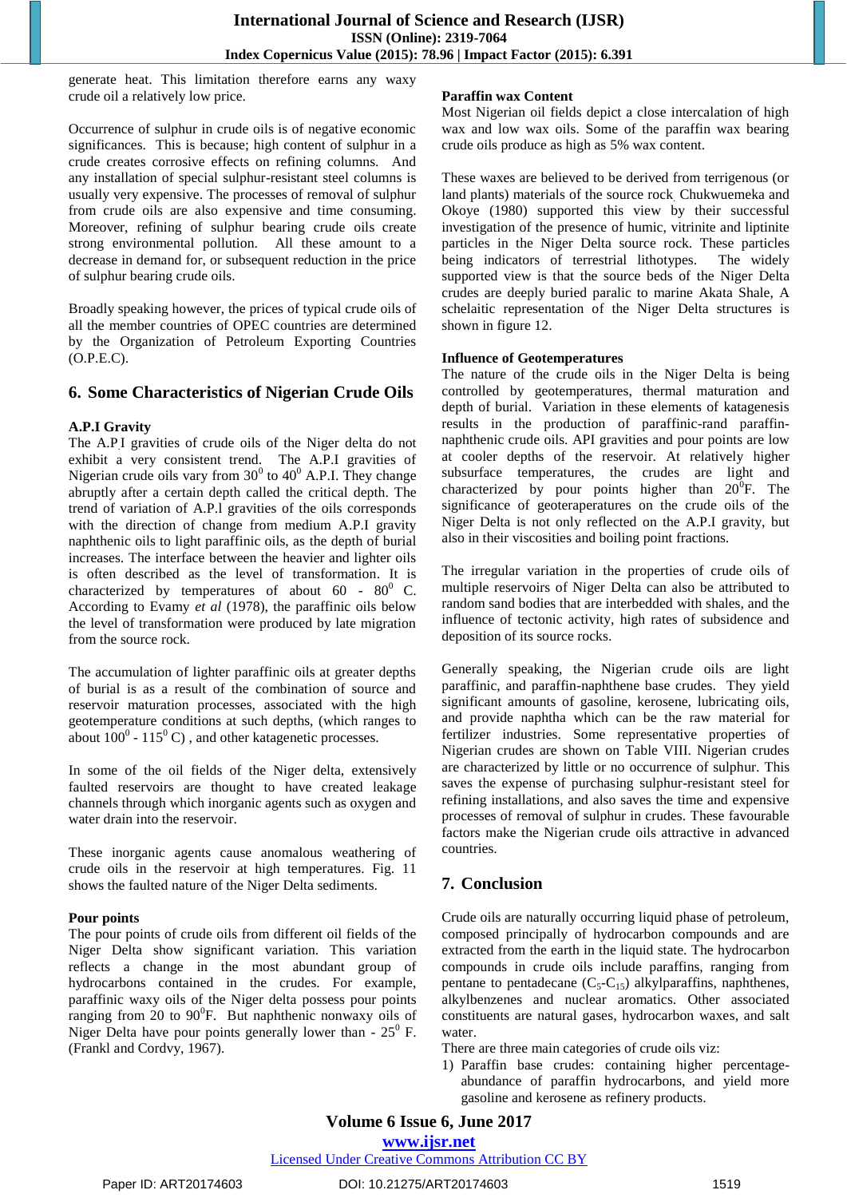generate heat. This limitation therefore earns any waxy crude oil a relatively low price.

Occurrence of sulphur in crude oils is of negative economic significances. This is because; high content of sulphur in a crude creates corrosive effects on refining columns. And any installation of special sulphur-resistant steel columns is usually very expensive. The processes of removal of sulphur from crude oils are also expensive and time consuming. Moreover, refining of sulphur bearing crude oils create strong environmental pollution. All these amount to a decrease in demand for, or subsequent reduction in the price of sulphur bearing crude oils.

Broadly speaking however, the prices of typical crude oils of all the member countries of OPEC countries are determined by the Organization of Petroleum Exporting Countries (O.P.E.C).

## 6. Some Characteristics of Nigerian Crude Oils

### A.P.I Gravity

The A.P.I gravities of crude oils of the Niger delta do not exhibit a very consistent trend. The A.P.I gravities of Nigerian crude oils vary from $30^0$ to $40^0$ A.P.I. They change abruptly after a certain depth called the critical depth. The trend of variation of A.P.l gravities of the oils corresponds with the direction of change from medium A.P.I gravity naphthenic oils to light paraffinic oils, as the depth of burial increases. The interface between the heavier and lighter oils is often described as the level of transformation. It is characterized by temperatures of about 60 - $80^0$ C. According to Evamy *et al* (1978), the paraffinic oils below the level of transformation were produced by late migration from the source rock.

The accumulation of lighter paraffinic oils at greater depths of burial is as a result of the combination of source and reservoir maturation processes, associated with the high geotemperature conditions at such depths, (which ranges to about $100^0$ - $115^0$ C) , and other katagenetic processes.

In some of the oil fields of the Niger delta, extensively faulted reservoirs are thought to have created leakage channels through which inorganic agents such as oxygen and water drain into the reservoir.

These inorganic agents cause anomalous weathering of crude oils in the reservoir at high temperatures. Fig. 11 shows the faulted nature of the Niger Delta sediments.

### Pour points

The pour points of crude oils from different oil fields of the Niger Delta show significant variation. This variation reflects a change in the most abundant group of hydrocarbons contained in the crudes. For example, paraffinic waxy oils of the Niger delta possess pour points ranging from 20 to $90^0$F. But naphthenic nonwaxy oils of Niger Delta have pour points generally lower than - $25^0$ F. (Frankl and Cordvy, 1967).

### Paraffin wax Content

Most Nigerian oil fields depict a close intercalation of high wax and low wax oils. Some of the paraffin wax bearing crude oils produce as high as 5% wax content.

These waxes are believed to be derived from terrigenous (or land plants) materials of the source rock. Chukwuemeka and Okoye (1980) supported this view by their successful investigation of the presence of humic, vitrinite and liptinite particles in the Niger Delta source rock. These particles being indicators of terrestrial lithotypes. The widely supported view is that the source beds of the Niger Delta crudes are deeply buried paralic to marine Akata Shale, A schelaitic representation of the Niger Delta structures is shown in figure 12.

### Influence of Geotemperatures

The nature of the crude oils in the Niger Delta is being controlled by geotemperatures, thermal maturation and depth of burial. Variation in these elements of katagenesis results in the production of paraffinic-rand paraffin-naphthenic crude oils. API gravities and pour points are low at cooler depths of the reservoir. At relatively higher subsurface temperatures, the crudes are light and characterized by pour points higher than $20^0$F. The significance of geoteraperatures on the crude oils of the Niger Delta is not only reflected on the A.P.I gravity, but also in their viscosities and boiling point fractions.

The irregular variation in the properties of crude oils of multiple reservoirs of Niger Delta can also be attributed to random sand bodies that are interbedded with shales, and the influence of tectonic activity, high rates of subsidence and deposition of its source rocks.

Generally speaking, the Nigerian crude oils are light paraffinic, and paraffin-naphthene base crudes. They yield significant amounts of gasoline, kerosene, lubricating oils, and provide naphtha which can be the raw material for fertilizer industries. Some representative properties of Nigerian crudes are shown on Table VIII. Nigerian crudes are characterized by little or no occurrence of sulphur. This saves the expense of purchasing sulphur-resistant steel for refining installations, and also saves the time and expensive processes of removal of sulphur in crudes. These favourable factors make the Nigerian crude oils attractive in advanced countries.

## 7. Conclusion

Crude oils are naturally occurring liquid phase of petroleum, composed principally of hydrocarbon compounds and are extracted from the earth in the liquid state. The hydrocarbon compounds in crude oils include paraffins, ranging from pentane to pentadecane ($C_5$-$C_{15}$) alkylparaffins, naphthenes, alkylbenzenes and nuclear aromatics. Other associated constituents are natural gases, hydrocarbon waxes, and salt water.

There are three main categories of crude oils viz:

1) Paraffin base crudes: containing higher percentage-abundance of paraffin hydrocarbons, and yield more gasoline and kerosene as refinery products.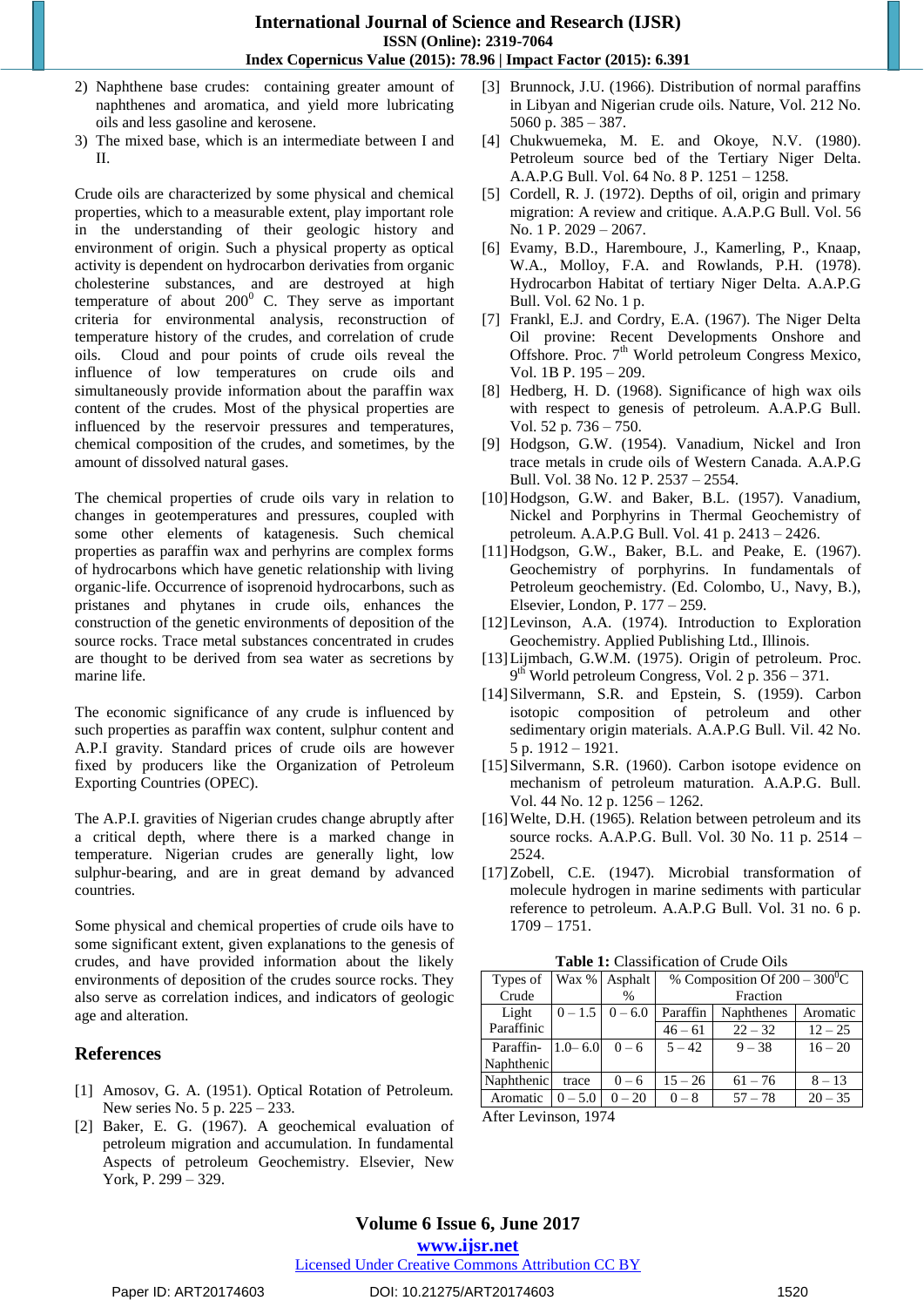2) Naphthene base crudes: containing greater amount of naphthenes and aromatica, and yield more lubricating oils and less gasoline and kerosene.
3) The mixed base, which is an intermediate between I and II.

Crude oils are characterized by some physical and chemical properties, which to a measurable extent, play important role in the understanding of their geologic history and environment of origin. Such a physical property as optical activity is dependent on hydrocarbon derivaties from organic cholesterine substances, and are destroyed at high temperature of about 200$^0$ C. They serve as important criteria for environmental analysis, reconstruction of temperature history of the crudes, and correlation of crude oils. Cloud and pour points of crude oils reveal the influence of low temperatures on crude oils and simultaneously provide information about the paraffin wax content of the crudes. Most of the physical properties are influenced by the reservoir pressures and temperatures, chemical composition of the crudes, and sometimes, by the amount of dissolved natural gases.

The chemical properties of crude oils vary in relation to changes in geotemperatures and pressures, coupled with some other elements of katagenesis. Such chemical properties as paraffin wax and perhyrins are complex forms of hydrocarbons which have genetic relationship with living organic-life. Occurrence of isoprenoid hydrocarbons, such as pristanes and phytanes in crude oils, enhances the construction of the genetic environments of deposition of the source rocks. Trace metal substances concentrated in crudes are thought to be derived from sea water as secretions by marine life.

The economic significance of any crude is influenced by such properties as paraffin wax content, sulphur content and A.P.I gravity. Standard prices of crude oils are however fixed by producers like the Organization of Petroleum Exporting Countries (OPEC).

The A.P.I. gravities of Nigerian crudes change abruptly after a critical depth, where there is a marked change in temperature. Nigerian crudes are generally light, low sulphur-bearing, and are in great demand by advanced countries.

Some physical and chemical properties of crude oils have to some significant extent, given explanations to the genesis of crudes, and have provided information about the likely environments of deposition of the crudes source rocks. They also serve as correlation indices, and indicators of geologic age and alteration.

## References

[1] Amosov, G. A. (1951). Optical Rotation of Petroleum. New series No. 5 p. 225 – 233.

[2] Baker, E. G. (1967). A geochemical evaluation of petroleum migration and accumulation. In fundamental Aspects of petroleum Geochemistry. Elsevier, New York, P. 299 – 329.

[3] Brunnock, J.U. (1966). Distribution of normal paraffins in Libyan and Nigerian crude oils. Nature, Vol. 212 No. 5060 p. 385 – 387.

[4] Chukwuemeka, M. E. and Okoye, N.V. (1980). Petroleum source bed of the Tertiary Niger Delta. A.A.P.G Bull. Vol. 64 No. 8 P. 1251 – 1258.

[5] Cordell, R. J. (1972). Depths of oil, origin and primary migration: A review and critique. A.A.P.G Bull. Vol. 56 No. 1 P. 2029 – 2067.

[6] Evamy, B.D., Haremboure, J., Kamerling, P., Knaap, W.A., Molloy, F.A. and Rowlands, P.H. (1978). Hydrocarbon Habitat of tertiary Niger Delta. A.A.P.G Bull. Vol. 62 No. 1 p.

[7] Frankl, E.J. and Cordry, E.A. (1967). The Niger Delta Oil provine: Recent Developments Onshore and Offshore. Proc. 7$^{th}$ World petroleum Congress Mexico, Vol. 1B P. 195 – 209.

[8] Hedberg, H. D. (1968). Significance of high wax oils with respect to genesis of petroleum. A.A.P.G Bull. Vol. 52 p. 736 – 750.

[9] Hodgson, G.W. (1954). Vanadium, Nickel and Iron trace metals in crude oils of Western Canada. A.A.P.G Bull. Vol. 38 No. 12 P. 2537 – 2554.

[10] Hodgson, G.W. and Baker, B.L. (1957). Vanadium, Nickel and Porphyrins in Thermal Geochemistry of petroleum. A.A.P.G Bull. Vol. 41 p. 2413 – 2426.

[11] Hodgson, G.W., Baker, B.L. and Peake, E. (1967). Geochemistry of porphyrins. In fundamentals of Petroleum geochemistry. (Ed. Colombo, U., Navy, B.), Elsevier, London, P. 177 – 259.

[12] Levinson, A.A. (1974). Introduction to Exploration Geochemistry. Applied Publishing Ltd., Illinois.

[13] Lijmbach, G.W.M. (1975). Origin of petroleum. Proc. 9$^{th}$ World petroleum Congress, Vol. 2 p. 356 – 371.

[14] Silvermann, S.R. and Epstein, S. (1959). Carbon isotopic composition of petroleum and other sedimentary origin materials. A.A.P.G Bull. Vil. 42 No. 5 p. 1912 – 1921.

[15] Silvermann, S.R. (1960). Carbon isotope evidence on mechanism of petroleum maturation. A.A.P.G. Bull. Vol. 44 No. 12 p. 1256 – 1262.

[16] Welte, D.H. (1965). Relation between petroleum and its source rocks. A.A.P.G. Bull. Vol. 30 No. 11 p. 2514 – 2524.

[17] Zobell, C.E. (1947). Microbial transformation of molecule hydrogen in marine sediments with particular reference to petroleum. A.A.P.G Bull. Vol. 31 no. 6 p. 1709 – 1751.

**Table 1:** Classification of Crude Oils

| Types of Crude | Wax % | Asphalt % | % Composition Of 200 – 300$^0$C Fraction | | |
|---|---|---|---|---|---|
| | | | Paraffin | Naphthenes | Aromatic |
| Light Paraffinic | 0 – 1.5 | 0 – 6.0 | 46 – 61 | 22 – 32 | 12 – 25 |
| Paraffin-Naphthenic | 1.0– 6.0 | 0 – 6 | 5 – 42 | 9 – 38 | 16 – 20 |
| Naphthenic | trace | 0 – 6 | 15 – 26 | 61 – 76 | 8 – 13 |
| Aromatic | 0 – 5.0 | 0 – 20 | 0 – 8 | 57 – 78 | 20 – 35 |

After Levinson, 1974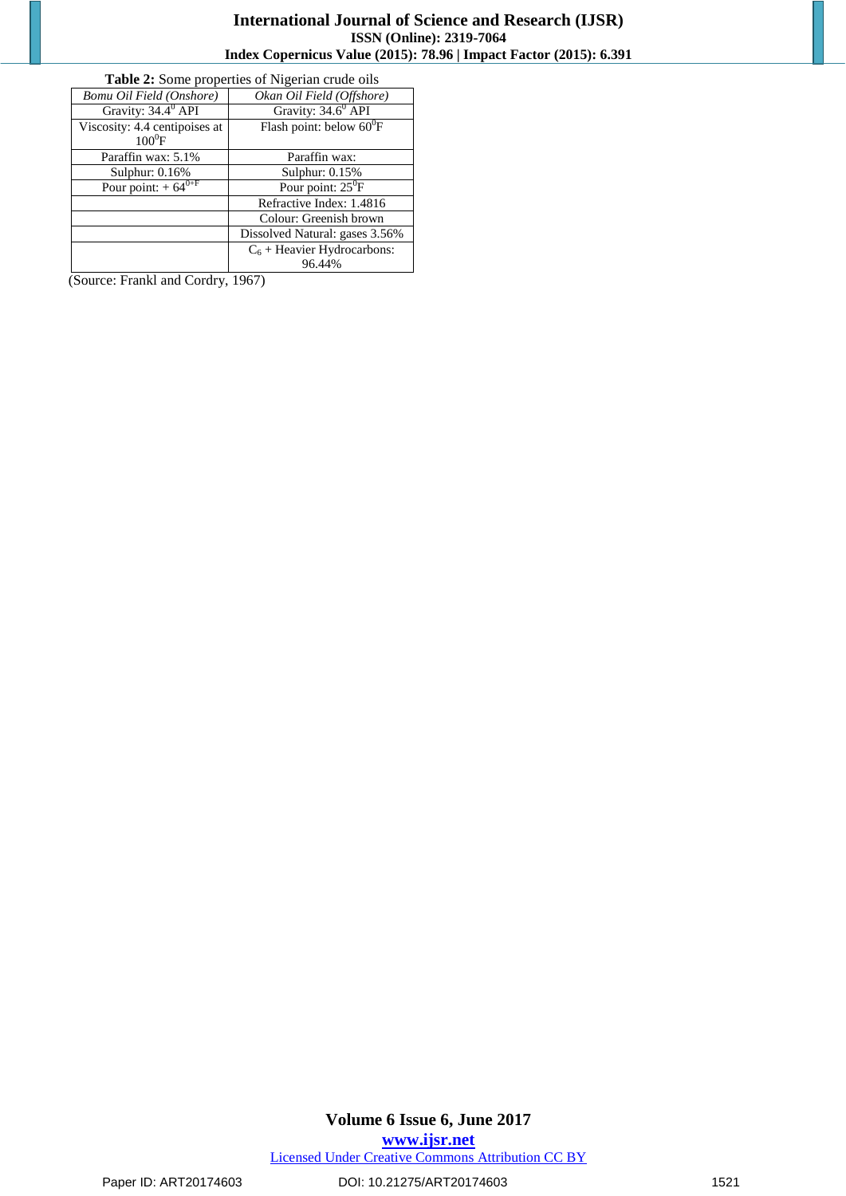**Table 2:** Some properties of Nigerian crude oils

| *Bomu Oil Field (Onshore)* | *Okan Oil Field (Offshore)* |
|---|---|
| Gravity: $34.4^0$ API | Gravity: $34.6^0$ API |
| Viscosity: 4.4 centipoises at $100^0$F | Flash point: below $60^0$F |
| Paraffin wax: 5.1% | Paraffin wax: |
| Sulphur: 0.16% | Sulphur: 0.15% |
| Pour point: + $64^{0+F}$ | Pour point: $25^0$F |
| | Refractive Index: 1.4816 |
| | Colour: Greenish brown |
| | Dissolved Natural: gases 3.56% |
| | $C_6$ + Heavier Hydrocarbons: 96.44% |

(Source: Frankl and Cordry, 1967)